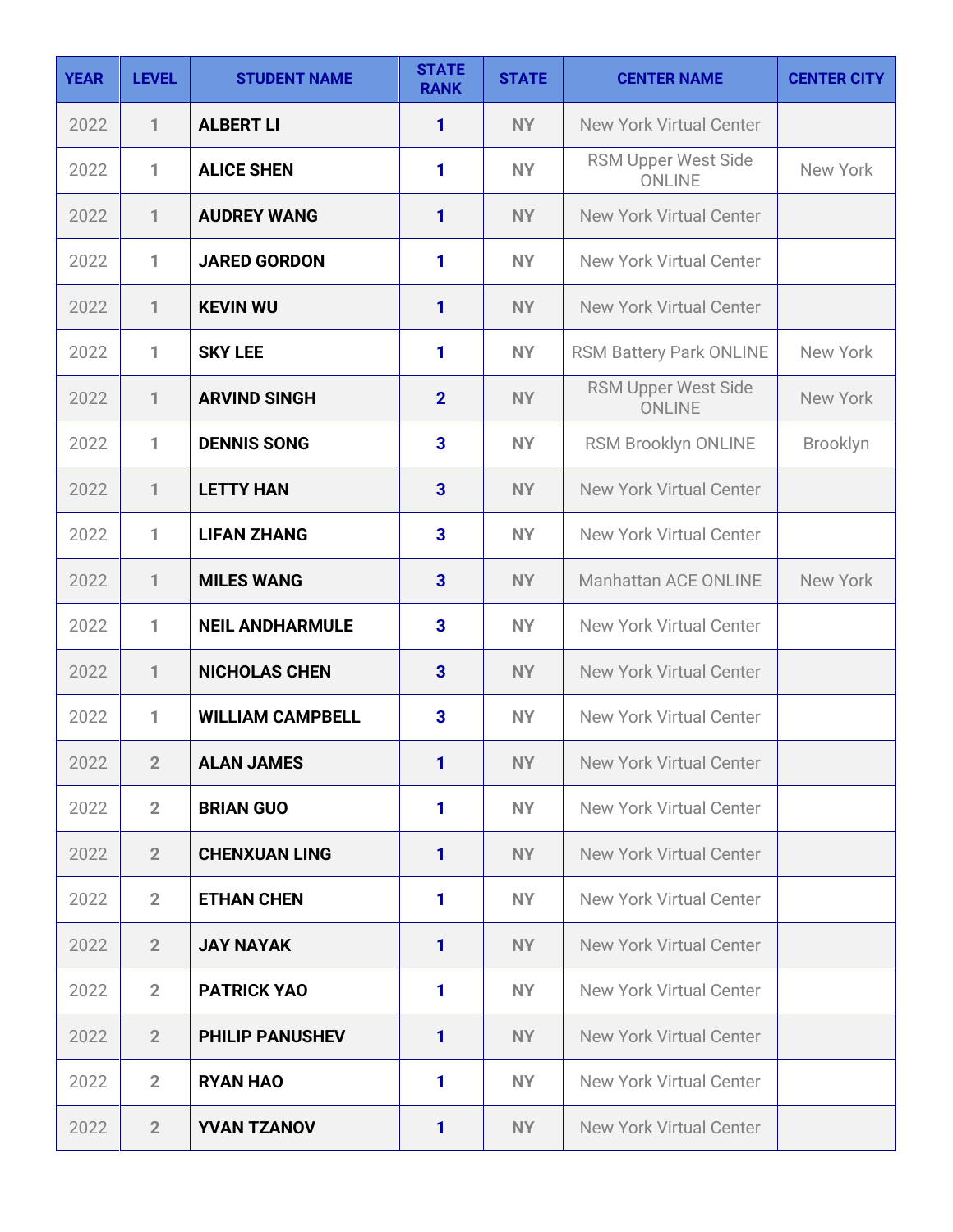| YEAR | LEVEL | STUDENT NAME | STATE RANK | STATE | CENTER NAME | CENTER CITY |
|---|---|---|---|---|---|---|
| 2022 | 1 | **ALBERT LI** | 1 | NY | New York Virtual Center | |
| 2022 | 1 | **ALICE SHEN** | 1 | NY | RSM Upper West Side ONLINE | New York |
| 2022 | 1 | **AUDREY WANG** | 1 | NY | New York Virtual Center | |
| 2022 | 1 | **JARED GORDON** | 1 | NY | New York Virtual Center | |
| 2022 | 1 | **KEVIN WU** | 1 | NY | New York Virtual Center | |
| 2022 | 1 | **SKY LEE** | 1 | NY | RSM Battery Park ONLINE | New York |
| 2022 | 1 | **ARVIND SINGH** | 2 | NY | RSM Upper West Side ONLINE | New York |
| 2022 | 1 | **DENNIS SONG** | 3 | NY | RSM Brooklyn ONLINE | Brooklyn |
| 2022 | 1 | **LETTY HAN** | 3 | NY | New York Virtual Center | |
| 2022 | 1 | **LIFAN ZHANG** | 3 | NY | New York Virtual Center | |
| 2022 | 1 | **MILES WANG** | 3 | NY | Manhattan ACE ONLINE | New York |
| 2022 | 1 | **NEIL ANDHARMULE** | 3 | NY | New York Virtual Center | |
| 2022 | 1 | **NICHOLAS CHEN** | 3 | NY | New York Virtual Center | |
| 2022 | 1 | **WILLIAM CAMPBELL** | 3 | NY | New York Virtual Center | |
| 2022 | 2 | **ALAN JAMES** | 1 | NY | New York Virtual Center | |
| 2022 | 2 | **BRIAN GUO** | 1 | NY | New York Virtual Center | |
| 2022 | 2 | **CHENXUAN LING** | 1 | NY | New York Virtual Center | |
| 2022 | 2 | **ETHAN CHEN** | 1 | NY | New York Virtual Center | |
| 2022 | 2 | **JAY NAYAK** | 1 | NY | New York Virtual Center | |
| 2022 | 2 | **PATRICK YAO** | 1 | NY | New York Virtual Center | |
| 2022 | 2 | **PHILIP PANUSHEV** | 1 | NY | New York Virtual Center | |
| 2022 | 2 | **RYAN HAO** | 1 | NY | New York Virtual Center | |
| 2022 | 2 | **YVAN TZANOV** | 1 | NY | New York Virtual Center | |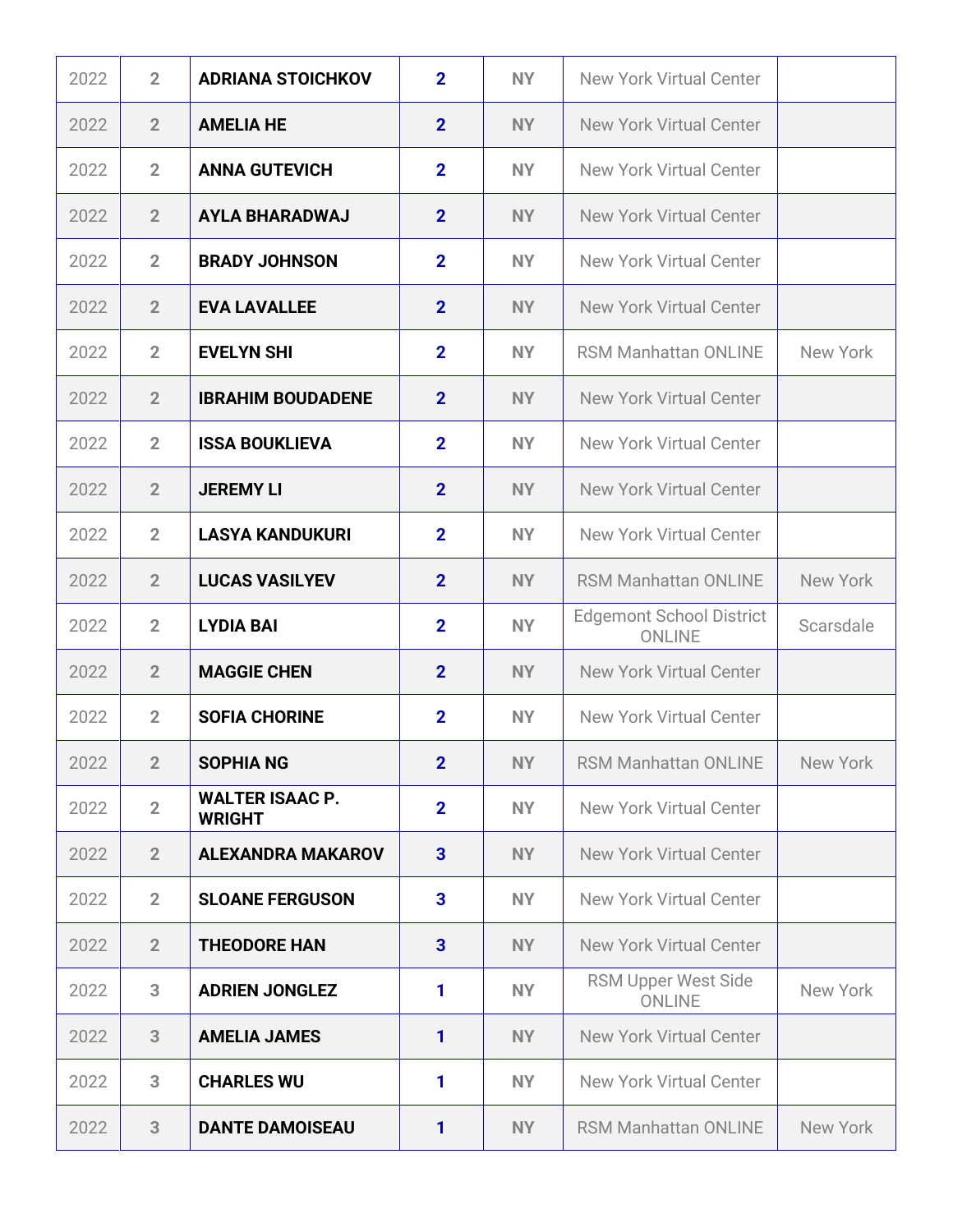| | | | | | | |
|---|---|---|---|---|---|---|
| 2022 | 2 | **ADRIANA STOICHKOV** | 2 | NY | New York Virtual Center | |
| 2022 | 2 | **AMELIA HE** | 2 | NY | New York Virtual Center | |
| 2022 | 2 | **ANNA GUTEVICH** | 2 | NY | New York Virtual Center | |
| 2022 | 2 | **AYLA BHARADWAJ** | 2 | NY | New York Virtual Center | |
| 2022 | 2 | **BRADY JOHNSON** | 2 | NY | New York Virtual Center | |
| 2022 | 2 | **EVA LAVALLEE** | 2 | NY | New York Virtual Center | |
| 2022 | 2 | **EVELYN SHI** | 2 | NY | RSM Manhattan ONLINE | New York |
| 2022 | 2 | **IBRAHIM BOUDADENE** | 2 | NY | New York Virtual Center | |
| 2022 | 2 | **ISSA BOUKLIEVA** | 2 | NY | New York Virtual Center | |
| 2022 | 2 | **JEREMY LI** | 2 | NY | New York Virtual Center | |
| 2022 | 2 | **LASYA KANDUKURI** | 2 | NY | New York Virtual Center | |
| 2022 | 2 | **LUCAS VASILYEV** | 2 | NY | RSM Manhattan ONLINE | New York |
| 2022 | 2 | **LYDIA BAI** | 2 | NY | Edgemont School District ONLINE | Scarsdale |
| 2022 | 2 | **MAGGIE CHEN** | 2 | NY | New York Virtual Center | |
| 2022 | 2 | **SOFIA CHORINE** | 2 | NY | New York Virtual Center | |
| 2022 | 2 | **SOPHIA NG** | 2 | NY | RSM Manhattan ONLINE | New York |
| 2022 | 2 | **WALTER ISAAC P. WRIGHT** | 2 | NY | New York Virtual Center | |
| 2022 | 2 | **ALEXANDRA MAKAROV** | 3 | NY | New York Virtual Center | |
| 2022 | 2 | **SLOANE FERGUSON** | 3 | NY | New York Virtual Center | |
| 2022 | 2 | **THEODORE HAN** | 3 | NY | New York Virtual Center | |
| 2022 | 3 | **ADRIEN JONGLEZ** | 1 | NY | RSM Upper West Side ONLINE | New York |
| 2022 | 3 | **AMELIA JAMES** | 1 | NY | New York Virtual Center | |
| 2022 | 3 | **CHARLES WU** | 1 | NY | New York Virtual Center | |
| 2022 | 3 | **DANTE DAMOISEAU** | 1 | NY | RSM Manhattan ONLINE | New York |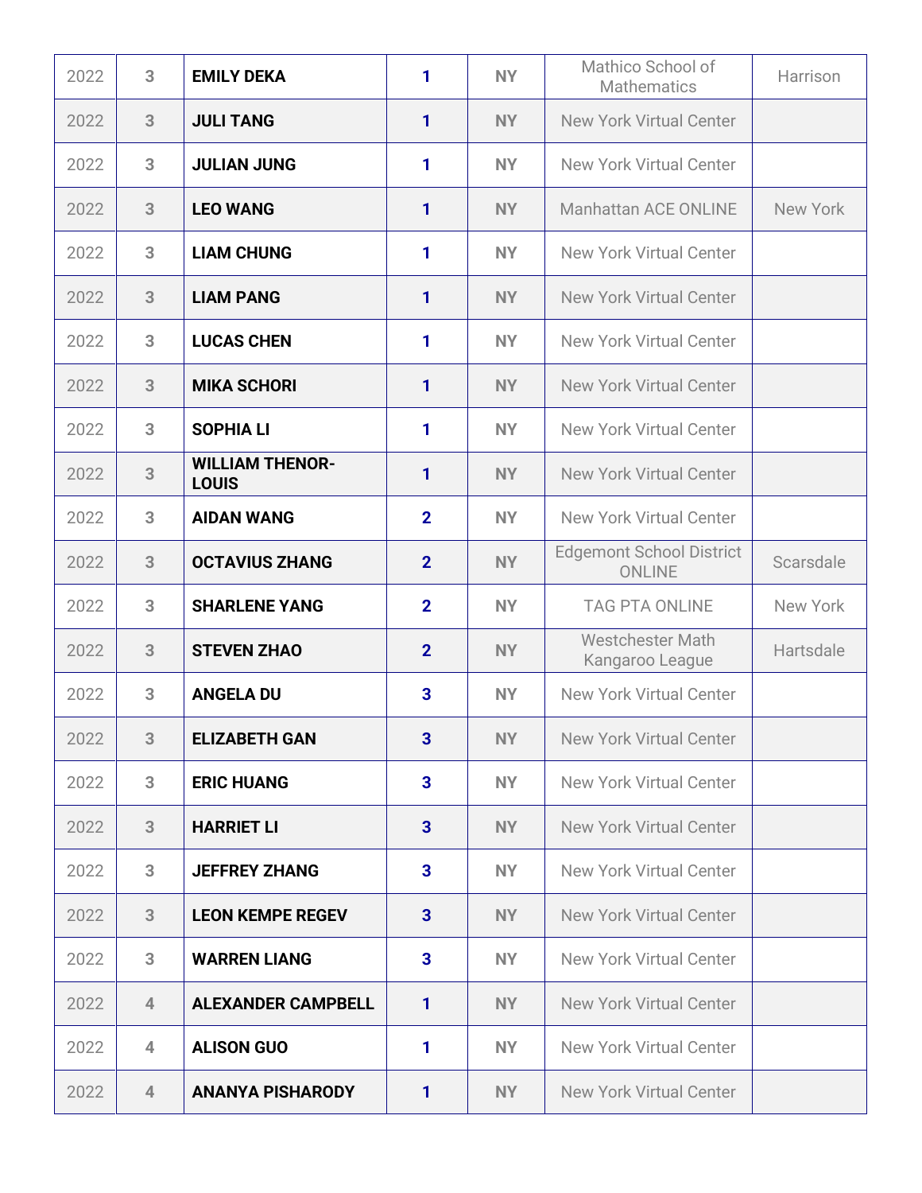| | | | | | | |
|---|---|---|---|---|---|---|
| 2022 | 3 | **EMILY DEKA** | **1** | **NY** | Mathico School of Mathematics | Harrison |
| 2022 | 3 | **JULI TANG** | **1** | **NY** | New York Virtual Center | |
| 2022 | 3 | **JULIAN JUNG** | **1** | **NY** | New York Virtual Center | |
| 2022 | 3 | **LEO WANG** | **1** | **NY** | Manhattan ACE ONLINE | New York |
| 2022 | 3 | **LIAM CHUNG** | **1** | **NY** | New York Virtual Center | |
| 2022 | 3 | **LIAM PANG** | **1** | **NY** | New York Virtual Center | |
| 2022 | 3 | **LUCAS CHEN** | **1** | **NY** | New York Virtual Center | |
| 2022 | 3 | **MIKA SCHORI** | **1** | **NY** | New York Virtual Center | |
| 2022 | 3 | **SOPHIA LI** | **1** | **NY** | New York Virtual Center | |
| 2022 | 3 | **WILLIAM THENOR-LOUIS** | **1** | **NY** | New York Virtual Center | |
| 2022 | 3 | **AIDAN WANG** | **2** | **NY** | New York Virtual Center | |
| 2022 | 3 | **OCTAVIUS ZHANG** | **2** | **NY** | Edgemont School District ONLINE | Scarsdale |
| 2022 | 3 | **SHARLENE YANG** | **2** | **NY** | TAG PTA ONLINE | New York |
| 2022 | 3 | **STEVEN ZHAO** | **2** | **NY** | Westchester Math Kangaroo League | Hartsdale |
| 2022 | 3 | **ANGELA DU** | **3** | **NY** | New York Virtual Center | |
| 2022 | 3 | **ELIZABETH GAN** | **3** | **NY** | New York Virtual Center | |
| 2022 | 3 | **ERIC HUANG** | **3** | **NY** | New York Virtual Center | |
| 2022 | 3 | **HARRIET LI** | **3** | **NY** | New York Virtual Center | |
| 2022 | 3 | **JEFFREY ZHANG** | **3** | **NY** | New York Virtual Center | |
| 2022 | 3 | **LEON KEMPE REGEV** | **3** | **NY** | New York Virtual Center | |
| 2022 | 3 | **WARREN LIANG** | **3** | **NY** | New York Virtual Center | |
| 2022 | 4 | **ALEXANDER CAMPBELL** | **1** | **NY** | New York Virtual Center | |
| 2022 | 4 | **ALISON GUO** | **1** | **NY** | New York Virtual Center | |
| 2022 | 4 | **ANANYA PISHARODY** | **1** | **NY** | New York Virtual Center | |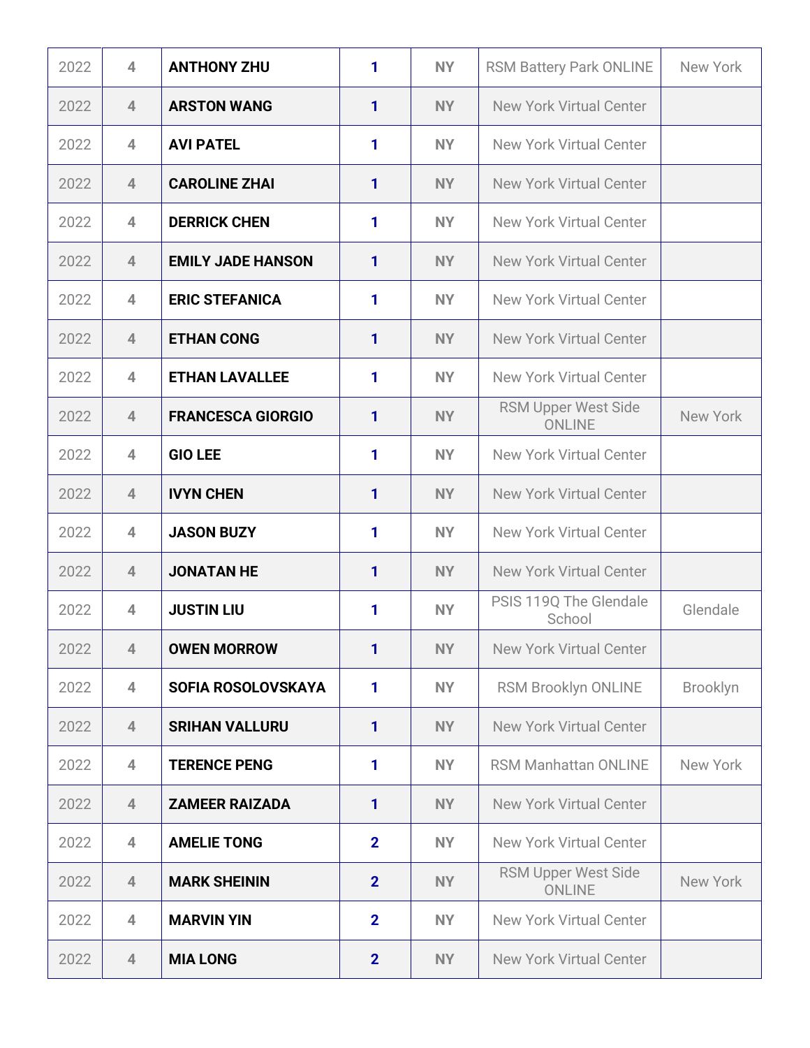| | | | | | | |
|---|---|---|---|---|---|---|
| 2022 | 4 | **ANTHONY ZHU** | 1 | NY | RSM Battery Park ONLINE | New York |
| 2022 | 4 | **ARSTON WANG** | 1 | NY | New York Virtual Center | |
| 2022 | 4 | **AVI PATEL** | 1 | NY | New York Virtual Center | |
| 2022 | 4 | **CAROLINE ZHAI** | 1 | NY | New York Virtual Center | |
| 2022 | 4 | **DERRICK CHEN** | 1 | NY | New York Virtual Center | |
| 2022 | 4 | **EMILY JADE HANSON** | 1 | NY | New York Virtual Center | |
| 2022 | 4 | **ERIC STEFANICA** | 1 | NY | New York Virtual Center | |
| 2022 | 4 | **ETHAN CONG** | 1 | NY | New York Virtual Center | |
| 2022 | 4 | **ETHAN LAVALLEE** | 1 | NY | New York Virtual Center | |
| 2022 | 4 | **FRANCESCA GIORGIO** | 1 | NY | RSM Upper West Side ONLINE | New York |
| 2022 | 4 | **GIO LEE** | 1 | NY | New York Virtual Center | |
| 2022 | 4 | **IVYN CHEN** | 1 | NY | New York Virtual Center | |
| 2022 | 4 | **JASON BUZY** | 1 | NY | New York Virtual Center | |
| 2022 | 4 | **JONATAN HE** | 1 | NY | New York Virtual Center | |
| 2022 | 4 | **JUSTIN LIU** | 1 | NY | PSIS 119Q The Glendale School | Glendale |
| 2022 | 4 | **OWEN MORROW** | 1 | NY | New York Virtual Center | |
| 2022 | 4 | **SOFIA ROSOLOVSKAYA** | 1 | NY | RSM Brooklyn ONLINE | Brooklyn |
| 2022 | 4 | **SRIHAN VALLURU** | 1 | NY | New York Virtual Center | |
| 2022 | 4 | **TERENCE PENG** | 1 | NY | RSM Manhattan ONLINE | New York |
| 2022 | 4 | **ZAMEER RAIZADA** | 1 | NY | New York Virtual Center | |
| 2022 | 4 | **AMELIE TONG** | 2 | NY | New York Virtual Center | |
| 2022 | 4 | **MARK SHEININ** | 2 | NY | RSM Upper West Side ONLINE | New York |
| 2022 | 4 | **MARVIN YIN** | 2 | NY | New York Virtual Center | |
| 2022 | 4 | **MIA LONG** | 2 | NY | New York Virtual Center | |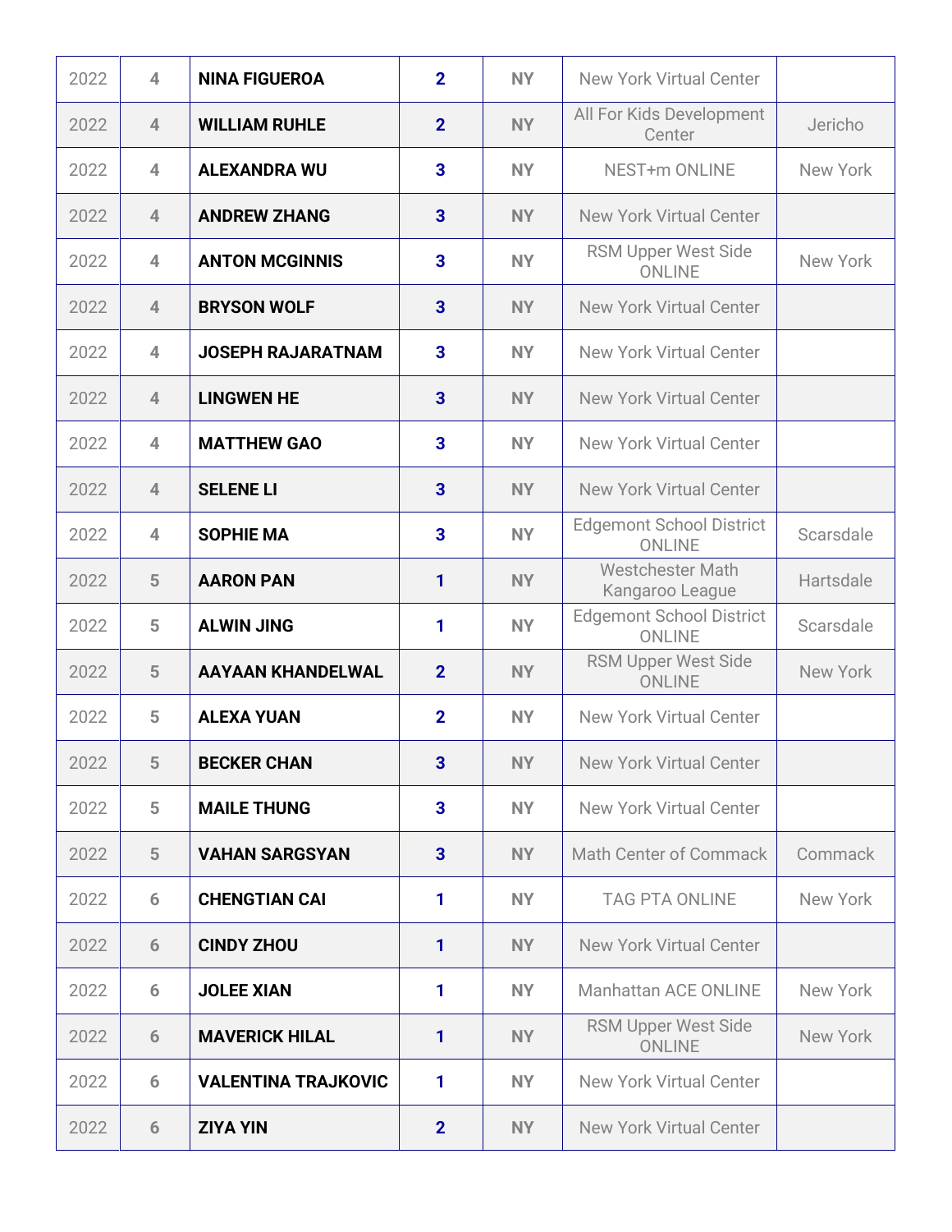| | | | | | | |
|---|---|---|---|---|---|---|
| 2022 | 4 | **NINA FIGUEROA** | **2** | **NY** | New York Virtual Center | |
| 2022 | 4 | **WILLIAM RUHLE** | **2** | **NY** | All For Kids Development Center | Jericho |
| 2022 | 4 | **ALEXANDRA WU** | **3** | **NY** | NEST+m ONLINE | New York |
| 2022 | 4 | **ANDREW ZHANG** | **3** | **NY** | New York Virtual Center | |
| 2022 | 4 | **ANTON MCGINNIS** | **3** | **NY** | RSM Upper West Side ONLINE | New York |
| 2022 | 4 | **BRYSON WOLF** | **3** | **NY** | New York Virtual Center | |
| 2022 | 4 | **JOSEPH RAJARATNAM** | **3** | **NY** | New York Virtual Center | |
| 2022 | 4 | **LINGWEN HE** | **3** | **NY** | New York Virtual Center | |
| 2022 | 4 | **MATTHEW GAO** | **3** | **NY** | New York Virtual Center | |
| 2022 | 4 | **SELENE LI** | **3** | **NY** | New York Virtual Center | |
| 2022 | 4 | **SOPHIE MA** | **3** | **NY** | Edgemont School District ONLINE | Scarsdale |
| 2022 | 5 | **AARON PAN** | **1** | **NY** | Westchester Math Kangaroo League | Hartsdale |
| 2022 | 5 | **ALWIN JING** | **1** | **NY** | Edgemont School District ONLINE | Scarsdale |
| 2022 | 5 | **AAYAAN KHANDELWAL** | **2** | **NY** | RSM Upper West Side ONLINE | New York |
| 2022 | 5 | **ALEXA YUAN** | **2** | **NY** | New York Virtual Center | |
| 2022 | 5 | **BECKER CHAN** | **3** | **NY** | New York Virtual Center | |
| 2022 | 5 | **MAILE THUNG** | **3** | **NY** | New York Virtual Center | |
| 2022 | 5 | **VAHAN SARGSYAN** | **3** | **NY** | Math Center of Commack | Commack |
| 2022 | 6 | **CHENGTIAN CAI** | **1** | **NY** | TAG PTA ONLINE | New York |
| 2022 | 6 | **CINDY ZHOU** | **1** | **NY** | New York Virtual Center | |
| 2022 | 6 | **JOLEE XIAN** | **1** | **NY** | Manhattan ACE ONLINE | New York |
| 2022 | 6 | **MAVERICK HILAL** | **1** | **NY** | RSM Upper West Side ONLINE | New York |
| 2022 | 6 | **VALENTINA TRAJKOVIC** | **1** | **NY** | New York Virtual Center | |
| 2022 | 6 | **ZIYA YIN** | **2** | **NY** | New York Virtual Center | |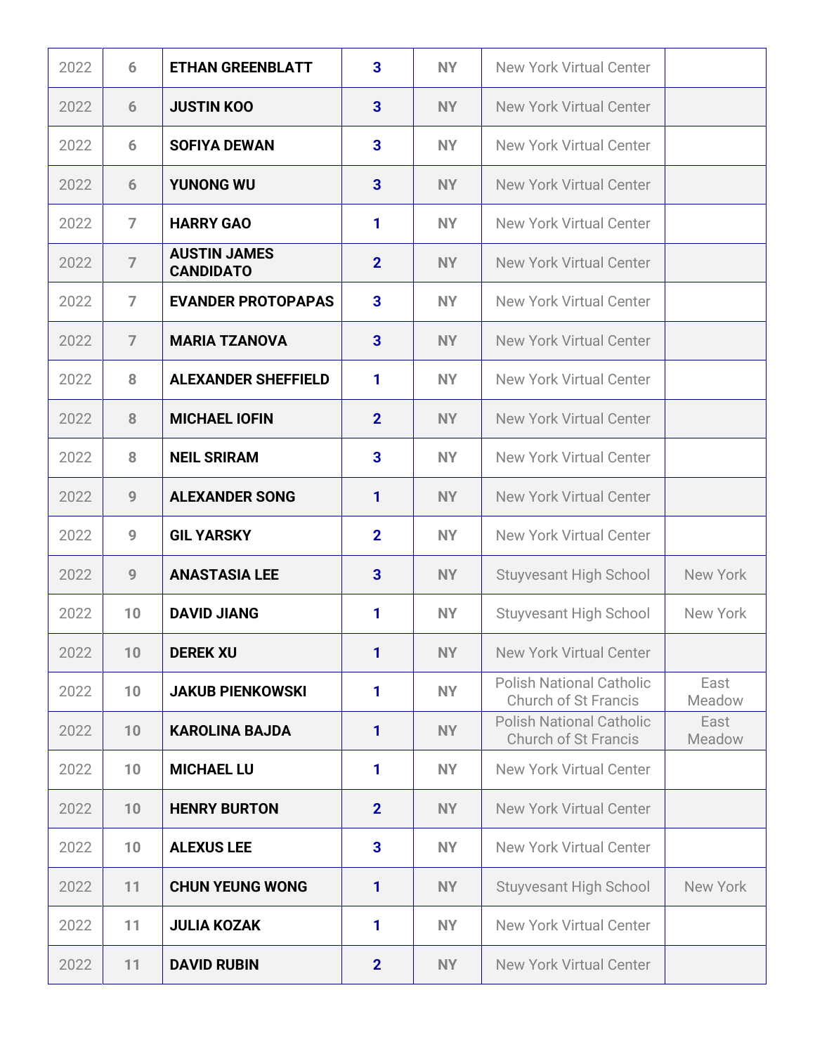| | | | | | | |
|---|---|---|---|---|---|---|
| 2022 | 6 | **ETHAN GREENBLATT** | **3** | **NY** | New York Virtual Center | |
| 2022 | 6 | **JUSTIN KOO** | **3** | **NY** | New York Virtual Center | |
| 2022 | 6 | **SOFIYA DEWAN** | **3** | **NY** | New York Virtual Center | |
| 2022 | 6 | **YUNONG WU** | **3** | **NY** | New York Virtual Center | |
| 2022 | 7 | **HARRY GAO** | **1** | **NY** | New York Virtual Center | |
| 2022 | 7 | **AUSTIN JAMES CANDIDATO** | **2** | **NY** | New York Virtual Center | |
| 2022 | 7 | **EVANDER PROTOPAPAS** | **3** | **NY** | New York Virtual Center | |
| 2022 | 7 | **MARIA TZANOVA** | **3** | **NY** | New York Virtual Center | |
| 2022 | 8 | **ALEXANDER SHEFFIELD** | **1** | **NY** | New York Virtual Center | |
| 2022 | 8 | **MICHAEL IOFIN** | **2** | **NY** | New York Virtual Center | |
| 2022 | 8 | **NEIL SRIRAM** | **3** | **NY** | New York Virtual Center | |
| 2022 | 9 | **ALEXANDER SONG** | **1** | **NY** | New York Virtual Center | |
| 2022 | 9 | **GIL YARSKY** | **2** | **NY** | New York Virtual Center | |
| 2022 | 9 | **ANASTASIA LEE** | **3** | **NY** | Stuyvesant High School | New York |
| 2022 | 10 | **DAVID JIANG** | **1** | **NY** | Stuyvesant High School | New York |
| 2022 | 10 | **DEREK XU** | **1** | **NY** | New York Virtual Center | |
| 2022 | 10 | **JAKUB PIENKOWSKI** | **1** | **NY** | Polish National Catholic Church of St Francis | East Meadow |
| 2022 | 10 | **KAROLINA BAJDA** | **1** | **NY** | Polish National Catholic Church of St Francis | East Meadow |
| 2022 | 10 | **MICHAEL LU** | **1** | **NY** | New York Virtual Center | |
| 2022 | 10 | **HENRY BURTON** | **2** | **NY** | New York Virtual Center | |
| 2022 | 10 | **ALEXUS LEE** | **3** | **NY** | New York Virtual Center | |
| 2022 | 11 | **CHUN YEUNG WONG** | **1** | **NY** | Stuyvesant High School | New York |
| 2022 | 11 | **JULIA KOZAK** | **1** | **NY** | New York Virtual Center | |
| 2022 | 11 | **DAVID RUBIN** | **2** | **NY** | New York Virtual Center | |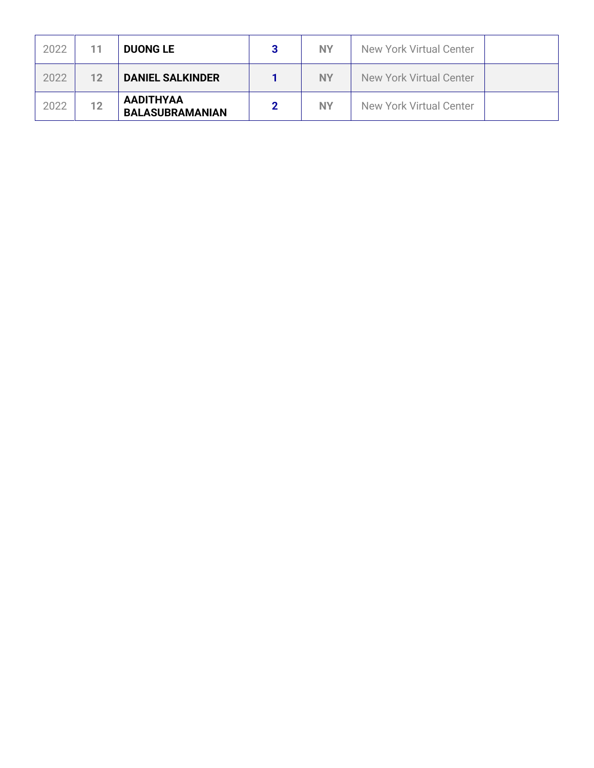| | | | | | | |
|---|---|---|---|---|---|---|
| 2022 | 11 | **DUONG LE** | 3 | NY | New York Virtual Center | |
| 2022 | 12 | **DANIEL SALKINDER** | 1 | NY | New York Virtual Center | |
| 2022 | 12 | **AADITHYAA BALASUBRAMANIAN** | 2 | NY | New York Virtual Center | |